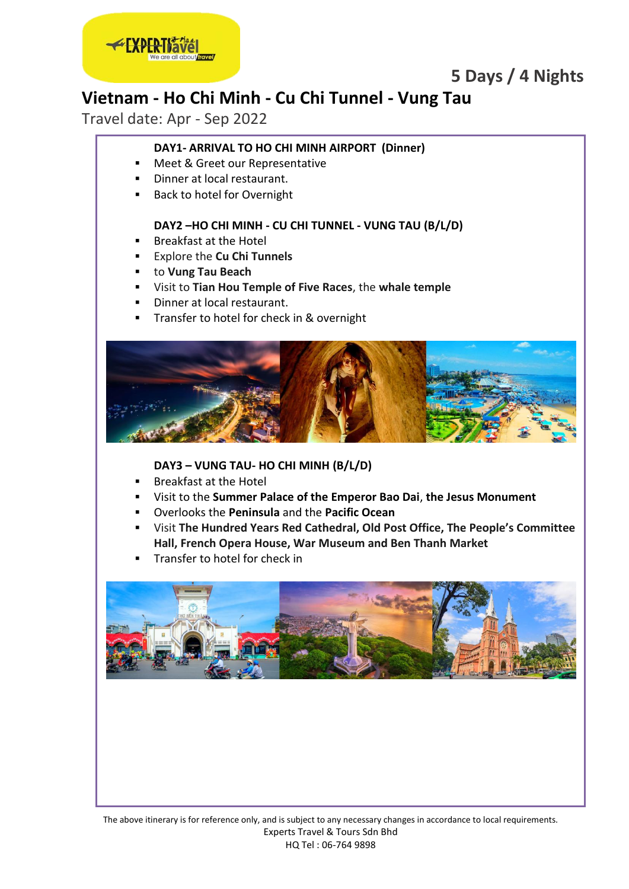5 Days / 4 Nights

# Vietnam - Ho Chi Minh - Cu Chi Tunnel - Vung Tau

Travel date: Apr - Sep 2022

**DAY1- ARRIVAL TO HO CHI MINH AIRPORT (Dinner)**

- Meet & Greet our Representative
- Dinner at local restaurant.
- Back to hotel for Overnight

**DAY2 –HO CHI MINH - CU CHI TUNNEL - VUNG TAU (B/L/D)**

- Breakfast at the Hotel
- Explore the **Cu Chi Tunnels**
- to **Vung Tau Beach**
- Visit to **Tian Hou Temple of Five Races**, the **whale temple**
- Dinner at local restaurant.
- Transfer to hotel for check in & overnight

**DAY3 – VUNG TAU- HO CHI MINH (B/L/D)**

- Breakfast at the Hotel
- Visit to the **Summer Palace of the Emperor Bao Dai**, **the Jesus Monument**
- Overlooks the **Peninsula** and the **Pacific Ocean**
- Visit **The Hundred Years Red Cathedral, Old Post Office, The People's Committee Hall, French Opera House, War Museum and Ben Thanh Market**
- Transfer to hotel for check in

The above itinerary is for reference only, and is subject to any necessary changes in accordance to local requirements.
Experts Travel & Tours Sdn Bhd
HQ Tel : 06-764 9898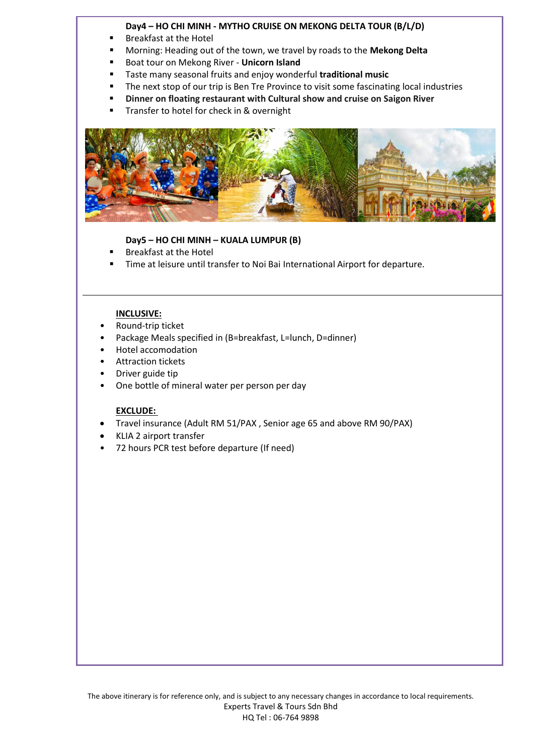**Day4 – HO CHI MINH - MYTHO CRUISE ON MEKONG DELTA TOUR (B/L/D)**

- Breakfast at the Hotel
- Morning: Heading out of the town, we travel by roads to the **Mekong Delta**
- Boat tour on Mekong River - **Unicorn Island**
- Taste many seasonal fruits and enjoy wonderful **traditional music**
- The next stop of our trip is Ben Tre Province to visit some fascinating local industries
- **Dinner on floating restaurant with Cultural show and cruise on Saigon River**
- Transfer to hotel for check in & overnight

**Day5 – HO CHI MINH – KUALA LUMPUR (B)**

- Breakfast at the Hotel
- Time at leisure until transfer to Noi Bai International Airport for departure.

---

**<u>INCLUSIVE:</u>**

- Round-trip ticket
- Package Meals specified in (B=breakfast, L=lunch, D=dinner)
- Hotel accomodation
- Attraction tickets
- Driver guide tip
- One bottle of mineral water per person per day

**<u>EXCLUDE:</u>**

- Travel insurance (Adult RM 51/PAX , Senior age 65 and above RM 90/PAX)
- KLIA 2 airport transfer
- 72 hours PCR test before departure (If need)

The above itinerary is for reference only, and is subject to any necessary changes in accordance to local requirements.
Experts Travel & Tours Sdn Bhd
HQ Tel : 06-764 9898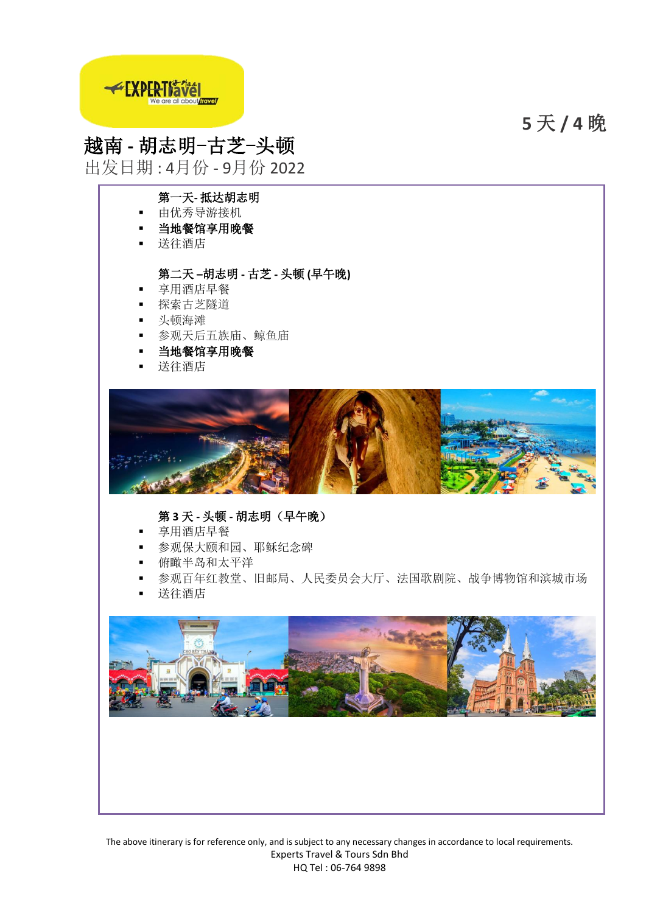5 天 / 4 晚

# 越南 - 胡志明–古芝–头顿

出发日期 : 4月份 - 9月份 2022

**第一天- 抵达胡志明**

- 由优秀导游接机
- **当地餐馆享用晚餐**
- 送往酒店

**第二天 –胡志明 - 古芝 - 头顿 (早午晚)**

- 享用酒店早餐
- 探索古芝隧道
- 头顿海滩
- 参观天后五族庙、鲸鱼庙
- **当地餐馆享用晚餐**
- 送往酒店

**第 3 天 - 头顿 - 胡志明（早午晚）**

- 享用酒店早餐
- 参观保大颐和园、耶稣纪念碑
- 俯瞰半岛和太平洋
- 参观百年红教堂、旧邮局、人民委员会大厅、法国歌剧院、战争博物馆和滨城市场
- 送往酒店

The above itinerary is for reference only, and is subject to any necessary changes in accordance to local requirements.
Experts Travel & Tours Sdn Bhd
HQ Tel : 06-764 9898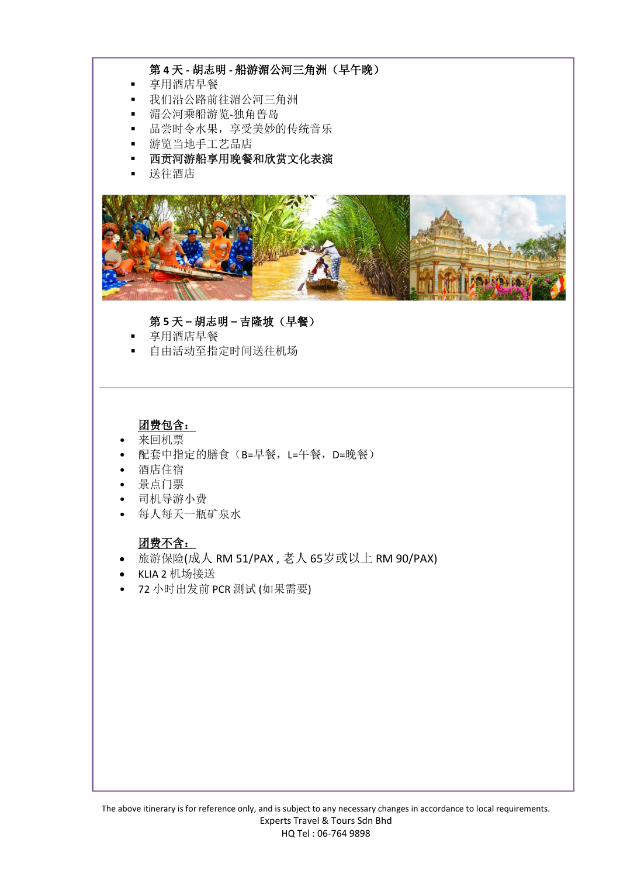**第 4 天 - 胡志明 - 船游湄公河三角洲（早午晚）**

- 享用酒店早餐
- 我们沿公路前往湄公河三角洲
- 湄公河乘船游览-独角兽岛
- 品尝时令水果，享受美妙的传统音乐
- 游览当地手工艺品店
- **西贡河游船享用晚餐和欣赏文化表演**
- 送往酒店

**第 5 天 – 胡志明 – 吉隆坡（早餐）**

- 享用酒店早餐
- 自由活动至指定时间送往机场

---

**团费包含：**

- 来回机票
- 配套中指定的膳食（B=早餐，L=午餐，D=晚餐）
- 酒店住宿
- 景点门票
- 司机导游小费
- 每人每天一瓶矿泉水

**团费不含：**

- 旅游保险(成人 RM 51/PAX , 老人 65岁或以上 RM 90/PAX)
- KLIA 2 机场接送
- 72 小时出发前 PCR 测试 (如果需要)

The above itinerary is for reference only, and is subject to any necessary changes in accordance to local requirements.
Experts Travel & Tours Sdn Bhd
HQ Tel : 06-764 9898